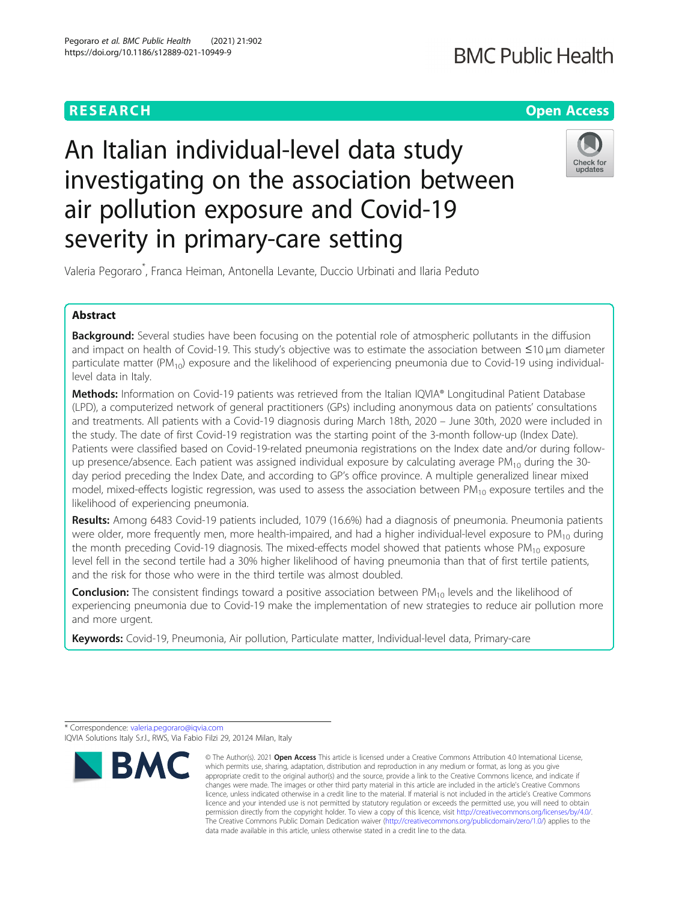RESEARCH

Open Access

# An Italian individual-level data study investigating on the association between air pollution exposure and Covid-19 severity in primary-care setting

Valeria Pegoraro*, Franca Heiman, Antonella Levante, Duccio Urbinati and Ilaria Peduto

## Abstract

**Background:** Several studies have been focusing on the potential role of atmospheric pollutants in the diffusion and impact on health of Covid-19. This study's objective was to estimate the association between ≤10 μm diameter particulate matter ($PM_{10}$) exposure and the likelihood of experiencing pneumonia due to Covid-19 using individual-level data in Italy.

**Methods:** Information on Covid-19 patients was retrieved from the Italian IQVIA® Longitudinal Patient Database (LPD), a computerized network of general practitioners (GPs) including anonymous data on patients' consultations and treatments. All patients with a Covid-19 diagnosis during March 18th, 2020 – June 30th, 2020 were included in the study. The date of first Covid-19 registration was the starting point of the 3-month follow-up (Index Date). Patients were classified based on Covid-19-related pneumonia registrations on the Index date and/or during follow-up presence/absence. Each patient was assigned individual exposure by calculating average $PM_{10}$ during the 30-day period preceding the Index Date, and according to GP's office province. A multiple generalized linear mixed model, mixed-effects logistic regression, was used to assess the association between $PM_{10}$ exposure tertiles and the likelihood of experiencing pneumonia.

**Results:** Among 6483 Covid-19 patients included, 1079 (16.6%) had a diagnosis of pneumonia. Pneumonia patients were older, more frequently men, more health-impaired, and had a higher individual-level exposure to $PM_{10}$ during the month preceding Covid-19 diagnosis. The mixed-effects model showed that patients whose $PM_{10}$ exposure level fell in the second tertile had a 30% higher likelihood of having pneumonia than that of first tertile patients, and the risk for those who were in the third tertile was almost doubled.

**Conclusion:** The consistent findings toward a positive association between $PM_{10}$ levels and the likelihood of experiencing pneumonia due to Covid-19 make the implementation of new strategies to reduce air pollution more and more urgent.

**Keywords:** Covid-19, Pneumonia, Air pollution, Particulate matter, Individual-level data, Primary-care

* Correspondence: valeria.pegoraro@iqvia.com
IQVIA Solutions Italy S.r.l., RWS, Via Fabio Filzi 29, 20124 Milan, Italy

© The Author(s). 2021 **Open Access** This article is licensed under a Creative Commons Attribution 4.0 International License, which permits use, sharing, adaptation, distribution and reproduction in any medium or format, as long as you give appropriate credit to the original author(s) and the source, provide a link to the Creative Commons licence, and indicate if changes were made. The images or other third party material in this article are included in the article's Creative Commons licence, unless indicated otherwise in a credit line to the material. If material is not included in the article's Creative Commons licence and your intended use is not permitted by statutory regulation or exceeds the permitted use, you will need to obtain permission directly from the copyright holder. To view a copy of this licence, visit http://creativecommons.org/licenses/by/4.0/. The Creative Commons Public Domain Dedication waiver (http://creativecommons.org/publicdomain/zero/1.0/) applies to the data made available in this article, unless otherwise stated in a credit line to the data.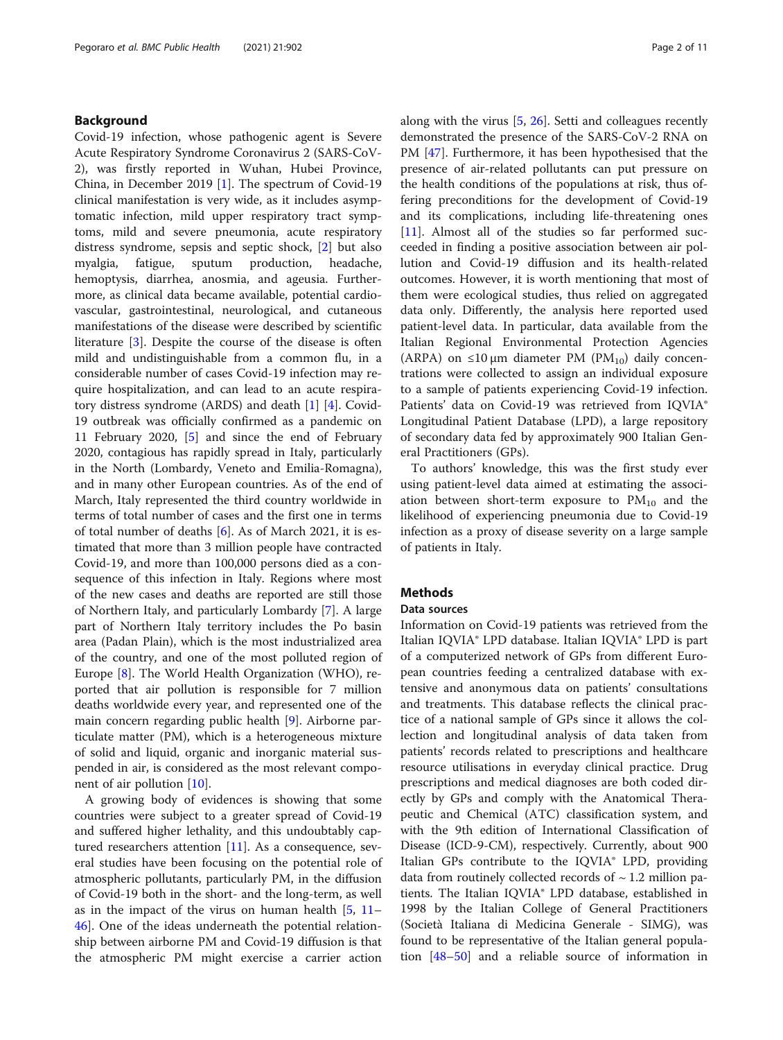## Background

Covid-19 infection, whose pathogenic agent is Severe Acute Respiratory Syndrome Coronavirus 2 (SARS-CoV-2), was firstly reported in Wuhan, Hubei Province, China, in December 2019 [1]. The spectrum of Covid-19 clinical manifestation is very wide, as it includes asymptomatic infection, mild upper respiratory tract symptoms, mild and severe pneumonia, acute respiratory distress syndrome, sepsis and septic shock, [2] but also myalgia, fatigue, sputum production, headache, hemoptysis, diarrhea, anosmia, and ageusia. Furthermore, as clinical data became available, potential cardiovascular, gastrointestinal, neurological, and cutaneous manifestations of the disease were described by scientific literature [3]. Despite the course of the disease is often mild and undistinguishable from a common flu, in a considerable number of cases Covid-19 infection may require hospitalization, and can lead to an acute respiratory distress syndrome (ARDS) and death [1] [4]. Covid-19 outbreak was officially confirmed as a pandemic on 11 February 2020, [5] and since the end of February 2020, contagious has rapidly spread in Italy, particularly in the North (Lombardy, Veneto and Emilia-Romagna), and in many other European countries. As of the end of March, Italy represented the third country worldwide in terms of total number of cases and the first one in terms of total number of deaths [6]. As of March 2021, it is estimated that more than 3 million people have contracted Covid-19, and more than 100,000 persons died as a consequence of this infection in Italy. Regions where most of the new cases and deaths are reported are still those of Northern Italy, and particularly Lombardy [7]. A large part of Northern Italy territory includes the Po basin area (Padan Plain), which is the most industrialized area of the country, and one of the most polluted region of Europe [8]. The World Health Organization (WHO), reported that air pollution is responsible for 7 million deaths worldwide every year, and represented one of the main concern regarding public health [9]. Airborne particulate matter (PM), which is a heterogeneous mixture of solid and liquid, organic and inorganic material suspended in air, is considered as the most relevant component of air pollution [10].

A growing body of evidences is showing that some countries were subject to a greater spread of Covid-19 and suffered higher lethality, and this undoubtably captured researchers attention [11]. As a consequence, several studies have been focusing on the potential role of atmospheric pollutants, particularly PM, in the diffusion of Covid-19 both in the short- and the long-term, as well as in the impact of the virus on human health [5, 11–46]. One of the ideas underneath the potential relationship between airborne PM and Covid-19 diffusion is that the atmospheric PM might exercise a carrier action along with the virus [5, 26]. Setti and colleagues recently demonstrated the presence of the SARS-CoV-2 RNA on PM [47]. Furthermore, it has been hypothesised that the presence of air-related pollutants can put pressure on the health conditions of the populations at risk, thus offering preconditions for the development of Covid-19 and its complications, including life-threatening ones [11]. Almost all of the studies so far performed succeeded in finding a positive association between air pollution and Covid-19 diffusion and its health-related outcomes. However, it is worth mentioning that most of them were ecological studies, thus relied on aggregated data only. Differently, the analysis here reported used patient-level data. In particular, data available from the Italian Regional Environmental Protection Agencies (ARPA) on ≤10 μm diameter PM ($PM_{10}$) daily concentrations were collected to assign an individual exposure to a sample of patients experiencing Covid-19 infection. Patients' data on Covid-19 was retrieved from IQVIA® Longitudinal Patient Database (LPD), a large repository of secondary data fed by approximately 900 Italian General Practitioners (GPs).

To authors' knowledge, this was the first study ever using patient-level data aimed at estimating the association between short-term exposure to $PM_{10}$ and the likelihood of experiencing pneumonia due to Covid-19 infection as a proxy of disease severity on a large sample of patients in Italy.

## Methods

### Data sources

Information on Covid-19 patients was retrieved from the Italian IQVIA® LPD database. Italian IQVIA® LPD is part of a computerized network of GPs from different European countries feeding a centralized database with extensive and anonymous data on patients' consultations and treatments. This database reflects the clinical practice of a national sample of GPs since it allows the collection and longitudinal analysis of data taken from patients' records related to prescriptions and healthcare resource utilisations in everyday clinical practice. Drug prescriptions and medical diagnoses are both coded directly by GPs and comply with the Anatomical Therapeutic and Chemical (ATC) classification system, and with the 9th edition of International Classification of Disease (ICD-9-CM), respectively. Currently, about 900 Italian GPs contribute to the IQVIA® LPD, providing data from routinely collected records of ~ 1.2 million patients. The Italian IQVIA® LPD database, established in 1998 by the Italian College of General Practitioners (Società Italiana di Medicina Generale - SIMG), was found to be representative of the Italian general population [48–50] and a reliable source of information in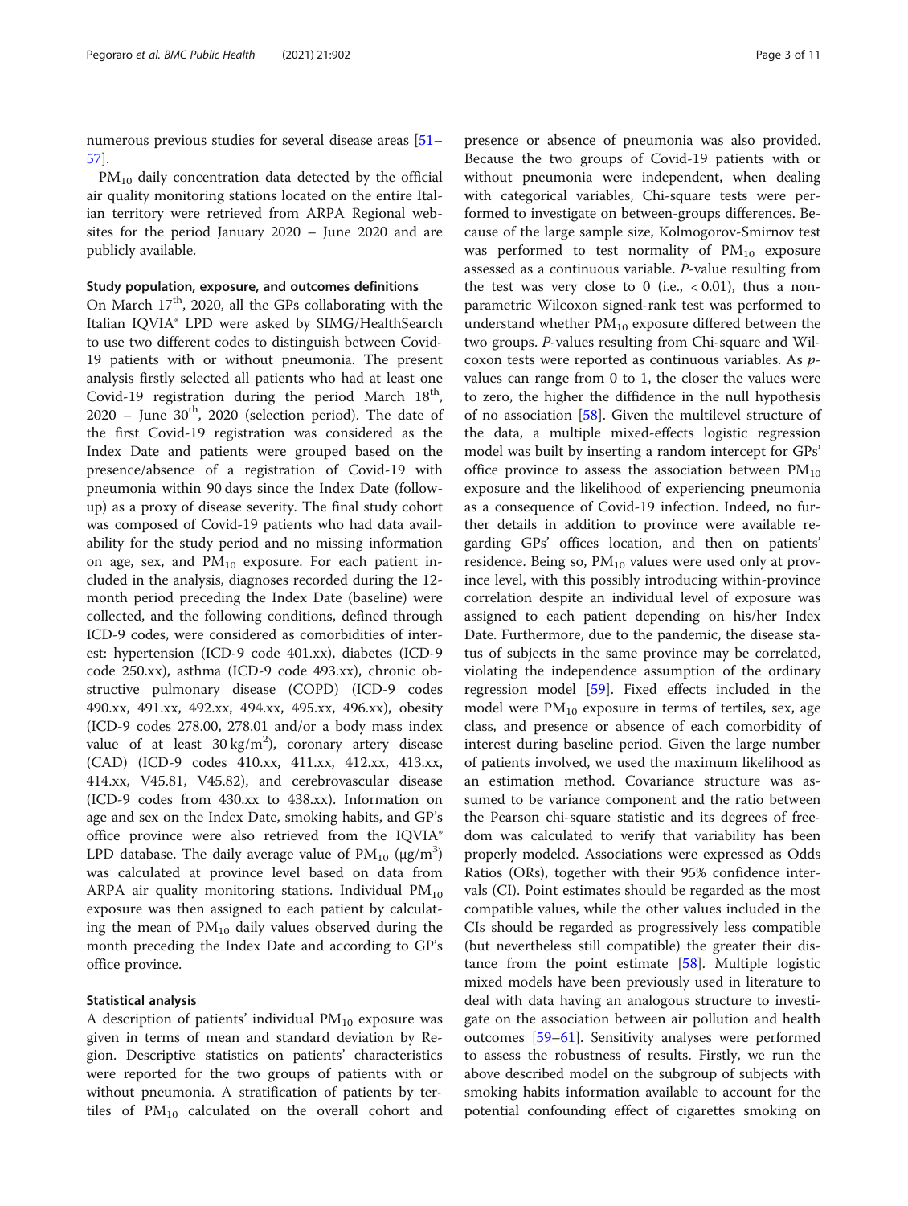numerous previous studies for several disease areas [51–57].

$PM_{10}$ daily concentration data detected by the official air quality monitoring stations located on the entire Italian territory were retrieved from ARPA Regional websites for the period January 2020 – June 2020 and are publicly available.

### Study population, exposure, and outcomes definitions

On March 17th, 2020, all the GPs collaborating with the Italian IQVIA® LPD were asked by SIMG/HealthSearch to use two different codes to distinguish between Covid-19 patients with or without pneumonia. The present analysis firstly selected all patients who had at least one Covid-19 registration during the period March 18th, 2020 – June 30th, 2020 (selection period). The date of the first Covid-19 registration was considered as the Index Date and patients were grouped based on the presence/absence of a registration of Covid-19 with pneumonia within 90 days since the Index Date (follow-up) as a proxy of disease severity. The final study cohort was composed of Covid-19 patients who had data availability for the study period and no missing information on age, sex, and $PM_{10}$ exposure. For each patient included in the analysis, diagnoses recorded during the 12-month period preceding the Index Date (baseline) were collected, and the following conditions, defined through ICD-9 codes, were considered as comorbidities of interest: hypertension (ICD-9 code 401.xx), diabetes (ICD-9 code 250.xx), asthma (ICD-9 code 493.xx), chronic obstructive pulmonary disease (COPD) (ICD-9 codes 490.xx, 491.xx, 492.xx, 494.xx, 495.xx, 496.xx), obesity (ICD-9 codes 278.00, 278.01 and/or a body mass index value of at least $30\,kg/m^2$), coronary artery disease (CAD) (ICD-9 codes 410.xx, 411.xx, 412.xx, 413.xx, 414.xx, V45.81, V45.82), and cerebrovascular disease (ICD-9 codes from 430.xx to 438.xx). Information on age and sex on the Index Date, smoking habits, and GP's office province were also retrieved from the IQVIA® LPD database. The daily average value of $PM_{10}$ ($\mu g/m^3$) was calculated at province level based on data from ARPA air quality monitoring stations. Individual $PM_{10}$ exposure was then assigned to each patient by calculating the mean of $PM_{10}$ daily values observed during the month preceding the Index Date and according to GP's office province.

### Statistical analysis

A description of patients' individual $PM_{10}$ exposure was given in terms of mean and standard deviation by Region. Descriptive statistics on patients' characteristics were reported for the two groups of patients with or without pneumonia. A stratification of patients by tertiles of $PM_{10}$ calculated on the overall cohort and presence or absence of pneumonia was also provided. Because the two groups of Covid-19 patients with or without pneumonia were independent, when dealing with categorical variables, Chi-square tests were performed to investigate on between-groups differences. Because of the large sample size, Kolmogorov-Smirnov test was performed to test normality of $PM_{10}$ exposure assessed as a continuous variable. *P*-value resulting from the test was very close to 0 (i.e., $< 0.01$), thus a non-parametric Wilcoxon signed-rank test was performed to understand whether $PM_{10}$ exposure differed between the two groups. *P*-values resulting from Chi-square and Wilcoxon tests were reported as continuous variables. As *p*-values can range from 0 to 1, the closer the values were to zero, the higher the diffidence in the null hypothesis of no association [58]. Given the multilevel structure of the data, a multiple mixed-effects logistic regression model was built by inserting a random intercept for GPs' office province to assess the association between $PM_{10}$ exposure and the likelihood of experiencing pneumonia as a consequence of Covid-19 infection. Indeed, no further details in addition to province were available regarding GPs' offices location, and then on patients' residence. Being so, $PM_{10}$ values were used only at province level, with this possibly introducing within-province correlation despite an individual level of exposure was assigned to each patient depending on his/her Index Date. Furthermore, due to the pandemic, the disease status of subjects in the same province may be correlated, violating the independence assumption of the ordinary regression model [59]. Fixed effects included in the model were $PM_{10}$ exposure in terms of tertiles, sex, age class, and presence or absence of each comorbidity of interest during baseline period. Given the large number of patients involved, we used the maximum likelihood as an estimation method. Covariance structure was assumed to be variance component and the ratio between the Pearson chi-square statistic and its degrees of freedom was calculated to verify that variability has been properly modeled. Associations were expressed as Odds Ratios (ORs), together with their 95% confidence intervals (CI). Point estimates should be regarded as the most compatible values, while the other values included in the CIs should be regarded as progressively less compatible (but nevertheless still compatible) the greater their distance from the point estimate [58]. Multiple logistic mixed models have been previously used in literature to deal with data having an analogous structure to investigate on the association between air pollution and health outcomes [59–61]. Sensitivity analyses were performed to assess the robustness of results. Firstly, we run the above described model on the subgroup of subjects with smoking habits information available to account for the potential confounding effect of cigarettes smoking on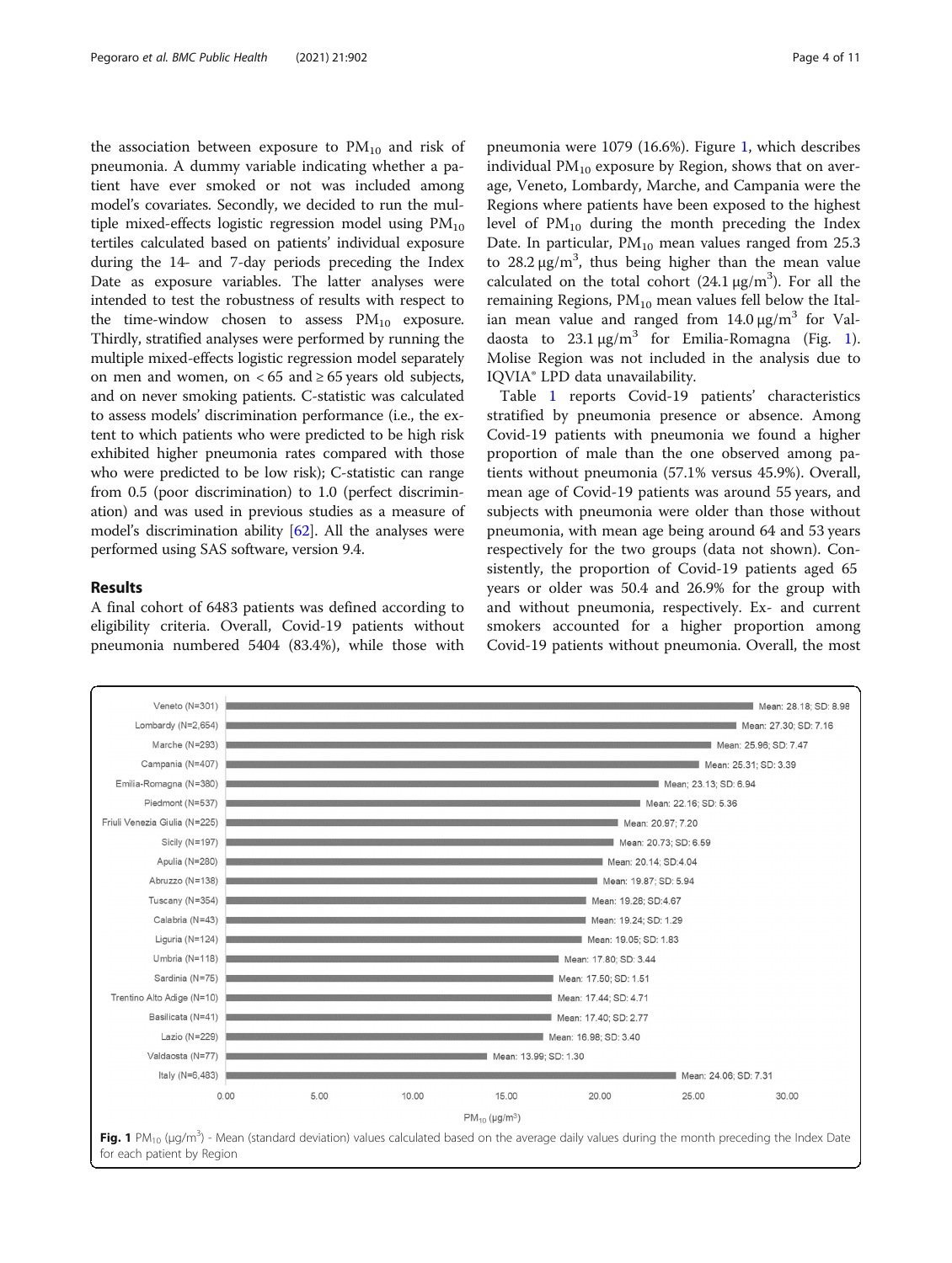the association between exposure to $PM_{10}$ and risk of pneumonia. A dummy variable indicating whether a patient have ever smoked or not was included among model's covariates. Secondly, we decided to run the multiple mixed-effects logistic regression model using $PM_{10}$ tertiles calculated based on patients' individual exposure during the 14- and 7-day periods preceding the Index Date as exposure variables. The latter analyses were intended to test the robustness of results with respect to the time-window chosen to assess $PM_{10}$ exposure. Thirdly, stratified analyses were performed by running the multiple mixed-effects logistic regression model separately on men and women, on < 65 and ≥ 65 years old subjects, and on never smoking patients. C-statistic was calculated to assess models' discrimination performance (i.e., the extent to which patients who were predicted to be high risk exhibited higher pneumonia rates compared with those who were predicted to be low risk); C-statistic can range from 0.5 (poor discrimination) to 1.0 (perfect discrimination) and was used in previous studies as a measure of model's discrimination ability [62]. All the analyses were performed using SAS software, version 9.4.

## Results

A final cohort of 6483 patients was defined according to eligibility criteria. Overall, Covid-19 patients without pneumonia numbered 5404 (83.4%), while those with pneumonia were 1079 (16.6%). Figure 1, which describes individual $PM_{10}$ exposure by Region, shows that on average, Veneto, Lombardy, Marche, and Campania were the Regions where patients have been exposed to the highest level of $PM_{10}$ during the month preceding the Index Date. In particular, $PM_{10}$ mean values ranged from 25.3 to 28.2 μg/m$^3$, thus being higher than the mean value calculated on the total cohort (24.1 μg/m$^3$). For all the remaining Regions, $PM_{10}$ mean values fell below the Italian mean value and ranged from 14.0 μg/m$^3$ for Valdaosta to 23.1 μg/m$^3$ for Emilia-Romagna (Fig. 1). Molise Region was not included in the analysis due to IQVIA® LPD data unavailability.

Table 1 reports Covid-19 patients' characteristics stratified by pneumonia presence or absence. Among Covid-19 patients with pneumonia we found a higher proportion of male than the one observed among patients without pneumonia (57.1% versus 45.9%). Overall, mean age of Covid-19 patients was around 55 years, and subjects with pneumonia were older than those without pneumonia, with mean age being around 64 and 53 years respectively for the two groups (data not shown). Consistently, the proportion of Covid-19 patients aged 65 years or older was 50.4 and 26.9% for the group with and without pneumonia, respectively. Ex- and current smokers accounted for a higher proportion among Covid-19 patients without pneumonia. Overall, the most

| Region | $PM_{10}$ (μg/m$^3$) |
|---|---|
| Veneto (N=301) | Mean: 28.18; SD: 8.98 |
| Lombardy (N=2,654) | Mean: 27.30; SD: 7.16 |
| Marche (N=293) | Mean: 25.96; SD: 7.47 |
| Campania (N=407) | Mean: 25.31; SD: 3.39 |
| Emilia-Romagna (N=380) | Mean; 23.13; SD: 6.94 |
| Piedmont (N=537) | Mean: 22.16; SD: 5.36 |
| Friuli Venezia Giulia (N=225) | Mean: 20.97; 7.20 |
| Sicily (N=197) | Mean: 20.73; SD: 6.59 |
| Apulia (N=280) | Mean: 20.14; SD:4.04 |
| Abruzzo (N=138) | Mean: 19.87; SD: 5.94 |
| Tuscany (N=354) | Mean: 19.28; SD:4.67 |
| Calabria (N=43) | Mean: 19.24; SD: 1.29 |
| Liguria (N=124) | Mean: 19.05; SD: 1.83 |
| Umbria (N=118) | Mean: 17.80; SD: 3.44 |
| Sardinia (N=75) | Mean: 17.50; SD: 1.51 |
| Trentino Alto Adige (N=10) | Mean: 17.44; SD: 4.71 |
| Basilicata (N=41) | Mean: 17.40; SD: 2.77 |
| Lazio (N=229) | Mean: 16.98; SD: 3.40 |
| Valdaosta (N=77) | Mean: 13.99; SD: 1.30 |
| Italy (N=6,483) | Mean: 24.06; SD: 7.31 |

**Fig. 1** $PM_{10}$ (μg/m$^3$) - Mean (standard deviation) values calculated based on the average daily values during the month preceding the Index Date for each patient by Region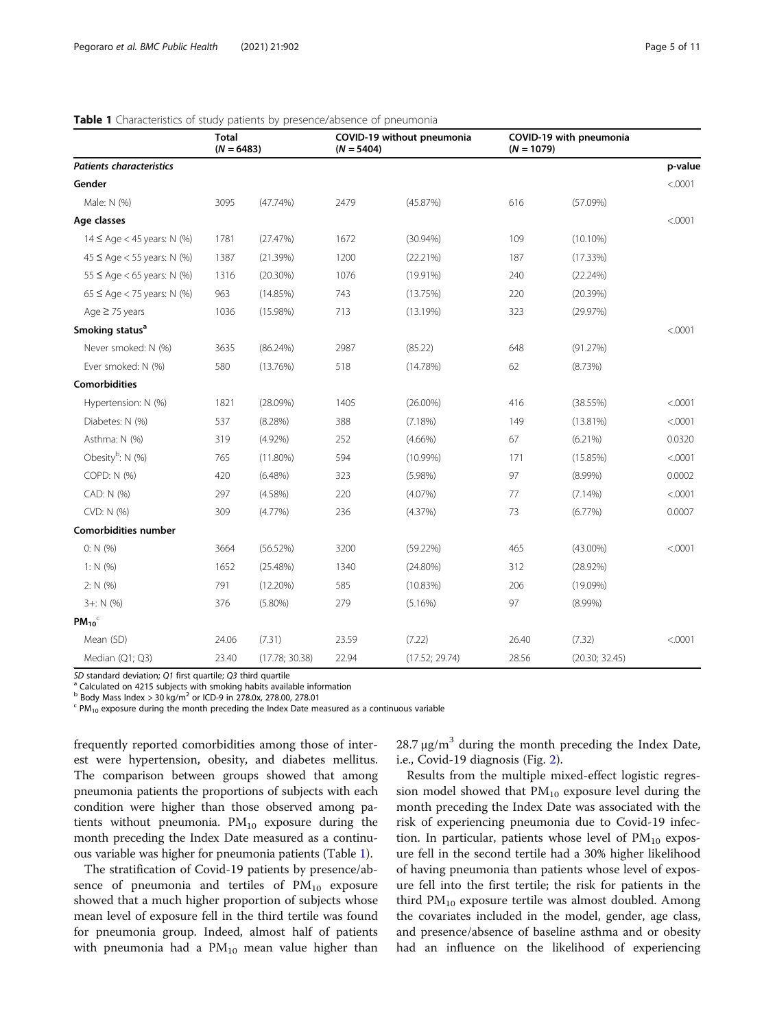**Table 1** Characteristics of study patients by presence/absence of pneumonia

| | Total ($N = 6483$) | | COVID-19 without pneumonia ($N = 5404$) | | COVID-19 with pneumonia ($N = 1079$) | | |
|---|---|---|---|---|---|---|---|
| ***Patients characteristics*** | | | | | | | **p-value** |
| **Gender** | | | | | | | <.0001 |
| Male: N (%) | 3095 | (47.74%) | 2479 | (45.87%) | 616 | (57.09%) | |
| **Age classes** | | | | | | | <.0001 |
| 14 ≤ Age < 45 years: N (%) | 1781 | (27.47%) | 1672 | (30.94%) | 109 | (10.10%) | |
| 45 ≤ Age < 55 years: N (%) | 1387 | (21.39%) | 1200 | (22.21%) | 187 | (17.33%) | |
| 55 ≤ Age < 65 years: N (%) | 1316 | (20.30%) | 1076 | (19.91%) | 240 | (22.24%) | |
| 65 ≤ Age < 75 years: N (%) | 963 | (14.85%) | 743 | (13.75%) | 220 | (20.39%) | |
| Age ≥ 75 years | 1036 | (15.98%) | 713 | (13.19%) | 323 | (29.97%) | |
| **Smoking status**[a] | | | | | | | <.0001 |
| Never smoked: N (%) | 3635 | (86.24%) | 2987 | (85.22) | 648 | (91.27%) | |
| Ever smoked: N (%) | 580 | (13.76%) | 518 | (14.78%) | 62 | (8.73%) | |
| **Comorbidities** | | | | | | | |
| Hypertension: N (%) | 1821 | (28.09%) | 1405 | (26.00%) | 416 | (38.55%) | <.0001 |
| Diabetes: N (%) | 537 | (8.28%) | 388 | (7.18%) | 149 | (13.81%) | <.0001 |
| Asthma: N (%) | 319 | (4.92%) | 252 | (4.66%) | 67 | (6.21%) | 0.0320 |
| Obesity[b]: N (%) | 765 | (11.80%) | 594 | (10.99%) | 171 | (15.85%) | <.0001 |
| COPD: N (%) | 420 | (6.48%) | 323 | (5.98%) | 97 | (8.99%) | 0.0002 |
| CAD: N (%) | 297 | (4.58%) | 220 | (4.07%) | 77 | (7.14%) | <.0001 |
| CVD: N (%) | 309 | (4.77%) | 236 | (4.37%) | 73 | (6.77%) | 0.0007 |
| **Comorbidities number** | | | | | | | |
| 0: N (%) | 3664 | (56.52%) | 3200 | (59.22%) | 465 | (43.00%) | <.0001 |
| 1: N (%) | 1652 | (25.48%) | 1340 | (24.80%) | 312 | (28.92%) | |
| 2: N (%) | 791 | (12.20%) | 585 | (10.83%) | 206 | (19.09%) | |
| 3+: N (%) | 376 | (5.80%) | 279 | (5.16%) | 97 | (8.99%) | |
| **$PM_{10}$**[c] | | | | | | | |
| Mean (SD) | 24.06 | (7.31) | 23.59 | (7.22) | 26.40 | (7.32) | <.0001 |
| Median (Q1; Q3) | 23.40 | (17.78; 30.38) | 22.94 | (17.52; 29.74) | 28.56 | (20.30; 32.45) | |

*SD* standard deviation; *Q1* first quartile; *Q3* third quartile

[a] Calculated on 4215 subjects with smoking habits available information

[b] Body Mass Index > 30 kg/$m^2$ or ICD-9 in 278.0x, 278.00, 278.01

[c] $PM_{10}$ exposure during the month preceding the Index Date measured as a continuous variable

frequently reported comorbidities among those of interest were hypertension, obesity, and diabetes mellitus. The comparison between groups showed that among pneumonia patients the proportions of subjects with each condition were higher than those observed among patients without pneumonia. $PM_{10}$ exposure during the month preceding the Index Date measured as a continuous variable was higher for pneumonia patients (Table 1).

The stratification of Covid-19 patients by presence/absence of pneumonia and tertiles of $PM_{10}$ exposure showed that a much higher proportion of subjects whose mean level of exposure fell in the third tertile was found for pneumonia group. Indeed, almost half of patients with pneumonia had a $PM_{10}$ mean value higher than 28.7 μg/$m^3$ during the month preceding the Index Date, i.e., Covid-19 diagnosis (Fig. 2).

Results from the multiple mixed-effect logistic regression model showed that $PM_{10}$ exposure level during the month preceding the Index Date was associated with the risk of experiencing pneumonia due to Covid-19 infection. In particular, patients whose level of $PM_{10}$ exposure fell in the second tertile had a 30% higher likelihood of having pneumonia than patients whose level of exposure fell into the first tertile; the risk for patients in the third $PM_{10}$ exposure tertile was almost doubled. Among the covariates included in the model, gender, age class, and presence/absence of baseline asthma and or obesity had an influence on the likelihood of experiencing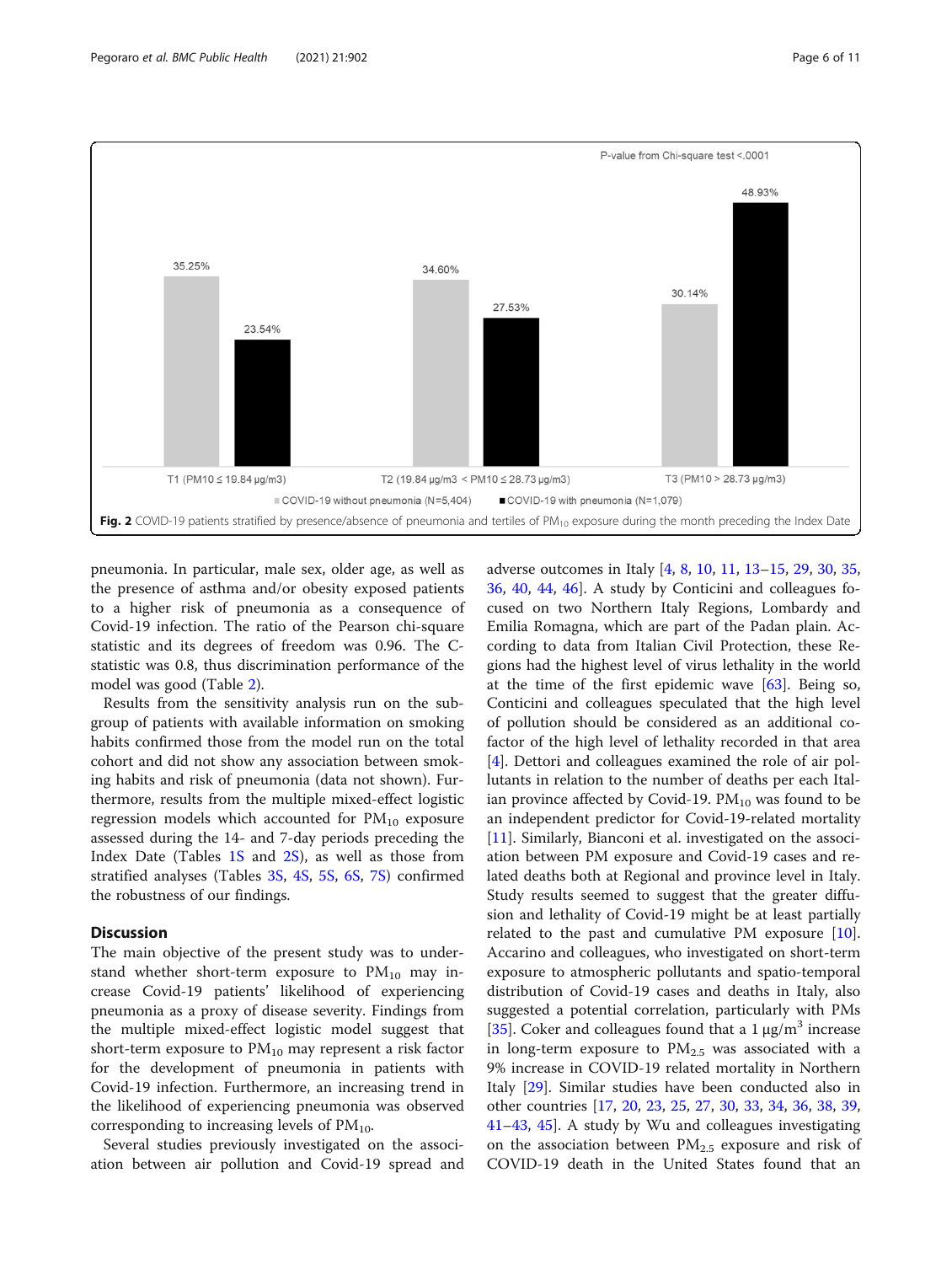P-value from Chi-square test <.0001

| | COVID-19 without pneumonia (N=5,404) | COVID-19 with pneumonia (N=1,079) |
|---|---|---|
| T1 (PM10 ≤ 19.84 μg/m3) | 35.25% | 23.54% |
| T2 (19.84 μg/m3 < PM10 ≤ 28.73 μg/m3) | 34.60% | 27.53% |
| T3 (PM10 > 28.73 μg/m3) | 30.14% | 48.93% |

**Fig. 2** COVID-19 patients stratified by presence/absence of pneumonia and tertiles of $PM_{10}$ exposure during the month preceding the Index Date

pneumonia. In particular, male sex, older age, as well as the presence of asthma and/or obesity exposed patients to a higher risk of pneumonia as a consequence of Covid-19 infection. The ratio of the Pearson chi-square statistic and its degrees of freedom was 0.96. The C-statistic was 0.8, thus discrimination performance of the model was good (Table 2).

Results from the sensitivity analysis run on the subgroup of patients with available information on smoking habits confirmed those from the model run on the total cohort and did not show any association between smoking habits and risk of pneumonia (data not shown). Furthermore, results from the multiple mixed-effect logistic regression models which accounted for $PM_{10}$ exposure assessed during the 14- and 7-day periods preceding the Index Date (Tables 1S and 2S), as well as those from stratified analyses (Tables 3S, 4S, 5S, 6S, 7S) confirmed the robustness of our findings.

## Discussion

The main objective of the present study was to understand whether short-term exposure to $PM_{10}$ may increase Covid-19 patients' likelihood of experiencing pneumonia as a proxy of disease severity. Findings from the multiple mixed-effect logistic model suggest that short-term exposure to $PM_{10}$ may represent a risk factor for the development of pneumonia in patients with Covid-19 infection. Furthermore, an increasing trend in the likelihood of experiencing pneumonia was observed corresponding to increasing levels of $PM_{10}$.

Several studies previously investigated on the association between air pollution and Covid-19 spread and adverse outcomes in Italy [4, 8, 10, 11, 13–15, 29, 30, 35, 36, 40, 44, 46]. A study by Conticini and colleagues focused on two Northern Italy Regions, Lombardy and Emilia Romagna, which are part of the Padan plain. According to data from Italian Civil Protection, these Regions had the highest level of virus lethality in the world at the time of the first epidemic wave [63]. Being so, Conticini and colleagues speculated that the high level of pollution should be considered as an additional cofactor of the high level of lethality recorded in that area [4]. Dettori and colleagues examined the role of air pollutants in relation to the number of deaths per each Italian province affected by Covid-19. $PM_{10}$ was found to be an independent predictor for Covid-19-related mortality [11]. Similarly, Bianconi et al. investigated on the association between PM exposure and Covid-19 cases and related deaths both at Regional and province level in Italy. Study results seemed to suggest that the greater diffusion and lethality of Covid-19 might be at least partially related to the past and cumulative PM exposure [10]. Accarino and colleagues, who investigated on short-term exposure to atmospheric pollutants and spatio-temporal distribution of Covid-19 cases and deaths in Italy, also suggested a potential correlation, particularly with PMs [35]. Coker and colleagues found that a 1 μg/m$^3$ increase in long-term exposure to $PM_{2.5}$ was associated with a 9% increase in COVID-19 related mortality in Northern Italy [29]. Similar studies have been conducted also in other countries [17, 20, 23, 25, 27, 30, 33, 34, 36, 38, 39, 41–43, 45]. A study by Wu and colleagues investigating on the association between $PM_{2.5}$ exposure and risk of COVID-19 death in the United States found that an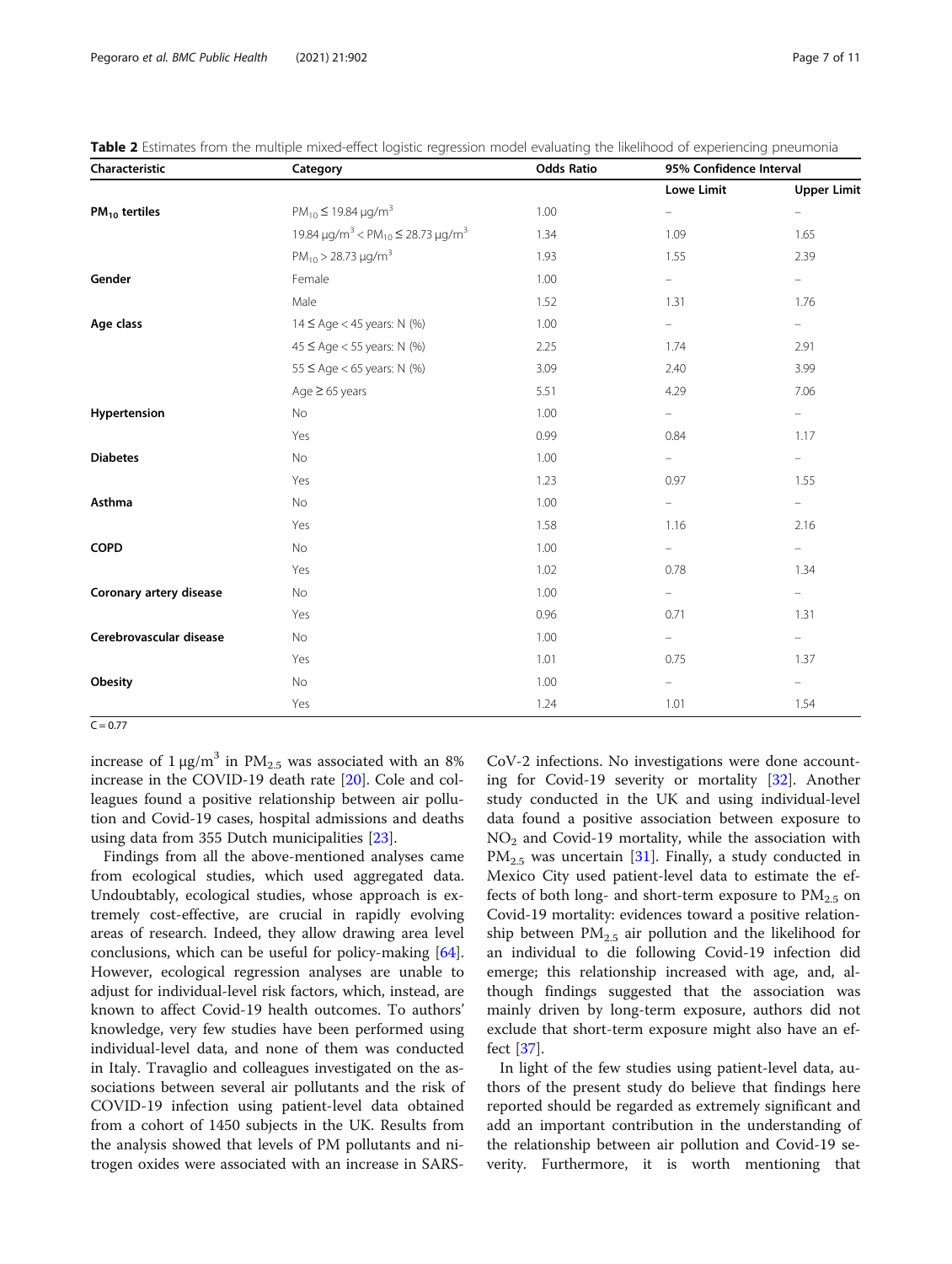**Table 2** Estimates from the multiple mixed-effect logistic regression model evaluating the likelihood of experiencing pneumonia

| Characteristic | Category | Odds Ratio | 95% Confidence Interval | |
|---|---|---|---|---|
| | | | Lowe Limit | Upper Limit |
| **$PM_{10}$ tertiles** | $PM_{10} \leq 19.84\ \mu g/m^3$ | 1.00 | – | – |
| | $19.84\ \mu g/m^3 < PM_{10} \leq 28.73\ \mu g/m^3$ | 1.34 | 1.09 | 1.65 |
| | $PM_{10} > 28.73\ \mu g/m^3$ | 1.93 | 1.55 | 2.39 |
| **Gender** | Female | 1.00 | – | – |
| | Male | 1.52 | 1.31 | 1.76 |
| **Age class** | 14 ≤ Age < 45 years: N (%) | 1.00 | – | – |
| | 45 ≤ Age < 55 years: N (%) | 2.25 | 1.74 | 2.91 |
| | 55 ≤ Age < 65 years: N (%) | 3.09 | 2.40 | 3.99 |
| | Age ≥ 65 years | 5.51 | 4.29 | 7.06 |
| **Hypertension** | No | 1.00 | – | – |
| | Yes | 0.99 | 0.84 | 1.17 |
| **Diabetes** | No | 1.00 | – | – |
| | Yes | 1.23 | 0.97 | 1.55 |
| **Asthma** | No | 1.00 | – | – |
| | Yes | 1.58 | 1.16 | 2.16 |
| **COPD** | No | 1.00 | – | – |
| | Yes | 1.02 | 0.78 | 1.34 |
| **Coronary artery disease** | No | 1.00 | – | – |
| | Yes | 0.96 | 0.71 | 1.31 |
| **Cerebrovascular disease** | No | 1.00 | – | – |
| | Yes | 1.01 | 0.75 | 1.37 |
| **Obesity** | No | 1.00 | – | – |
| | Yes | 1.24 | 1.01 | 1.54 |

C = 0.77

increase of 1 μg/m$^3$ in $PM_{2.5}$ was associated with an 8% increase in the COVID-19 death rate [20]. Cole and colleagues found a positive relationship between air pollution and Covid-19 cases, hospital admissions and deaths using data from 355 Dutch municipalities [23].

Findings from all the above-mentioned analyses came from ecological studies, which used aggregated data. Undoubtably, ecological studies, whose approach is extremely cost-effective, are crucial in rapidly evolving areas of research. Indeed, they allow drawing area level conclusions, which can be useful for policy-making [64]. However, ecological regression analyses are unable to adjust for individual-level risk factors, which, instead, are known to affect Covid-19 health outcomes. To authors' knowledge, very few studies have been performed using individual-level data, and none of them was conducted in Italy. Travaglio and colleagues investigated on the associations between several air pollutants and the risk of COVID-19 infection using patient-level data obtained from a cohort of 1450 subjects in the UK. Results from the analysis showed that levels of PM pollutants and nitrogen oxides were associated with an increase in SARS-CoV-2 infections. No investigations were done accounting for Covid-19 severity or mortality [32]. Another study conducted in the UK and using individual-level data found a positive association between exposure to $NO_2$ and Covid-19 mortality, while the association with $PM_{2.5}$ was uncertain [31]. Finally, a study conducted in Mexico City used patient-level data to estimate the effects of both long- and short-term exposure to $PM_{2.5}$ on Covid-19 mortality: evidences toward a positive relationship between $PM_{2.5}$ air pollution and the likelihood for an individual to die following Covid-19 infection did emerge; this relationship increased with age, and, although findings suggested that the association was mainly driven by long-term exposure, authors did not exclude that short-term exposure might also have an effect [37].

In light of the few studies using patient-level data, authors of the present study do believe that findings here reported should be regarded as extremely significant and add an important contribution in the understanding of the relationship between air pollution and Covid-19 severity. Furthermore, it is worth mentioning that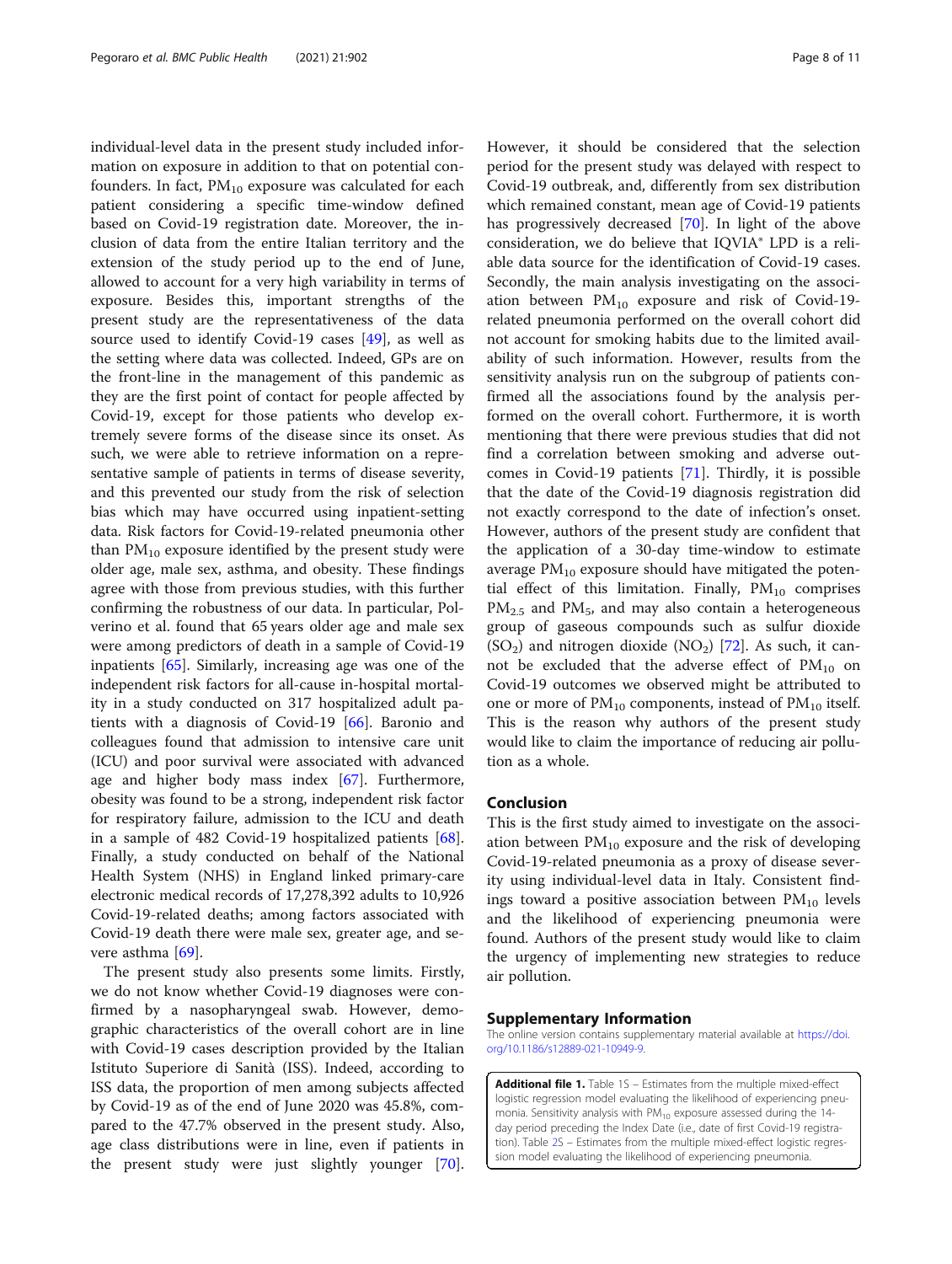individual-level data in the present study included information on exposure in addition to that on potential confounders. In fact, $PM_{10}$ exposure was calculated for each patient considering a specific time-window defined based on Covid-19 registration date. Moreover, the inclusion of data from the entire Italian territory and the extension of the study period up to the end of June, allowed to account for a very high variability in terms of exposure. Besides this, important strengths of the present study are the representativeness of the data source used to identify Covid-19 cases [49], as well as the setting where data was collected. Indeed, GPs are on the front-line in the management of this pandemic as they are the first point of contact for people affected by Covid-19, except for those patients who develop extremely severe forms of the disease since its onset. As such, we were able to retrieve information on a representative sample of patients in terms of disease severity, and this prevented our study from the risk of selection bias which may have occurred using inpatient-setting data. Risk factors for Covid-19-related pneumonia other than $PM_{10}$ exposure identified by the present study were older age, male sex, asthma, and obesity. These findings agree with those from previous studies, with this further confirming the robustness of our data. In particular, Polverino et al. found that 65 years older age and male sex were among predictors of death in a sample of Covid-19 inpatients [65]. Similarly, increasing age was one of the independent risk factors for all-cause in-hospital mortality in a study conducted on 317 hospitalized adult patients with a diagnosis of Covid-19 [66]. Baronio and colleagues found that admission to intensive care unit (ICU) and poor survival were associated with advanced age and higher body mass index [67]. Furthermore, obesity was found to be a strong, independent risk factor for respiratory failure, admission to the ICU and death in a sample of 482 Covid-19 hospitalized patients [68]. Finally, a study conducted on behalf of the National Health System (NHS) in England linked primary-care electronic medical records of 17,278,392 adults to 10,926 Covid-19-related deaths; among factors associated with Covid-19 death there were male sex, greater age, and severe asthma [69].

The present study also presents some limits. Firstly, we do not know whether Covid-19 diagnoses were confirmed by a nasopharyngeal swab. However, demographic characteristics of the overall cohort are in line with Covid-19 cases description provided by the Italian Istituto Superiore di Sanità (ISS). Indeed, according to ISS data, the proportion of men among subjects affected by Covid-19 as of the end of June 2020 was 45.8%, compared to the 47.7% observed in the present study. Also, age class distributions were in line, even if patients in the present study were just slightly younger [70]. However, it should be considered that the selection period for the present study was delayed with respect to Covid-19 outbreak, and, differently from sex distribution which remained constant, mean age of Covid-19 patients has progressively decreased [70]. In light of the above consideration, we do believe that IQVIA® LPD is a reliable data source for the identification of Covid-19 cases. Secondly, the main analysis investigating on the association between $PM_{10}$ exposure and risk of Covid-19-related pneumonia performed on the overall cohort did not account for smoking habits due to the limited availability of such information. However, results from the sensitivity analysis run on the subgroup of patients confirmed all the associations found by the analysis performed on the overall cohort. Furthermore, it is worth mentioning that there were previous studies that did not find a correlation between smoking and adverse outcomes in Covid-19 patients [71]. Thirdly, it is possible that the date of the Covid-19 diagnosis registration did not exactly correspond to the date of infection's onset. However, authors of the present study are confident that the application of a 30-day time-window to estimate average $PM_{10}$ exposure should have mitigated the potential effect of this limitation. Finally, $PM_{10}$ comprises $PM_{2.5}$ and $PM_5$, and may also contain a heterogeneous group of gaseous compounds such as sulfur dioxide ($SO_2$) and nitrogen dioxide ($NO_2$) [72]. As such, it cannot be excluded that the adverse effect of $PM_{10}$ on Covid-19 outcomes we observed might be attributed to one or more of $PM_{10}$ components, instead of $PM_{10}$ itself. This is the reason why authors of the present study would like to claim the importance of reducing air pollution as a whole.

## Conclusion

This is the first study aimed to investigate on the association between $PM_{10}$ exposure and the risk of developing Covid-19-related pneumonia as a proxy of disease severity using individual-level data in Italy. Consistent findings toward a positive association between $PM_{10}$ levels and the likelihood of experiencing pneumonia were found. Authors of the present study would like to claim the urgency of implementing new strategies to reduce air pollution.

## Supplementary Information

The online version contains supplementary material available at https://doi.org/10.1186/s12889-021-10949-9.

**Additional file 1.** Table 1S – Estimates from the multiple mixed-effect logistic regression model evaluating the likelihood of experiencing pneumonia. Sensitivity analysis with $PM_{10}$ exposure assessed during the 14-day period preceding the Index Date (i.e., date of first Covid-19 registration). Table 2S – Estimates from the multiple mixed-effect logistic regression model evaluating the likelihood of experiencing pneumonia.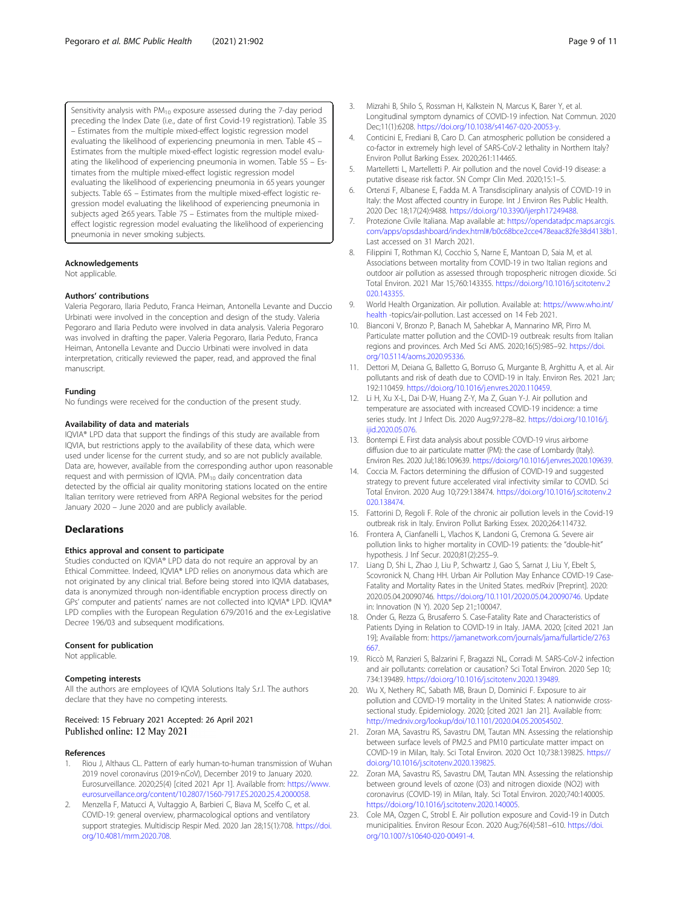Sensitivity analysis with $PM_{10}$ exposure assessed during the 7-day period preceding the Index Date (i.e., date of first Covid-19 registration). Table 3S – Estimates from the multiple mixed-effect logistic regression model evaluating the likelihood of experiencing pneumonia in men. Table 4S – Estimates from the multiple mixed-effect logistic regression model evaluating the likelihood of experiencing pneumonia in women. Table 5S – Estimates from the multiple mixed-effect logistic regression model evaluating the likelihood of experiencing pneumonia in 65 years younger subjects. Table 6S – Estimates from the multiple mixed-effect logistic regression model evaluating the likelihood of experiencing pneumonia in subjects aged ≥65 years. Table 7S – Estimates from the multiple mixed-effect logistic regression model evaluating the likelihood of experiencing pneumonia in never smoking subjects.

### Acknowledgements

Not applicable.

### Authors' contributions

Valeria Pegoraro, Ilaria Peduto, Franca Heiman, Antonella Levante and Duccio Urbinati were involved in the conception and design of the study. Valeria Pegoraro and Ilaria Peduto were involved in data analysis. Valeria Pegoraro was involved in drafting the paper. Valeria Pegoraro, Ilaria Peduto, Franca Heiman, Antonella Levante and Duccio Urbinati were involved in data interpretation, critically reviewed the paper, read, and approved the final manuscript.

### Funding

No fundings were received for the conduction of the present study.

### Availability of data and materials

IQVIA® LPD data that support the findings of this study are available from IQVIA, but restrictions apply to the availability of these data, which were used under license for the current study, and so are not publicly available. Data are, however, available from the corresponding author upon reasonable request and with permission of IQVIA. $PM_{10}$ daily concentration data detected by the official air quality monitoring stations located on the entire Italian territory were retrieved from ARPA Regional websites for the period January 2020 – June 2020 and are publicly available.

## Declarations

### Ethics approval and consent to participate

Studies conducted on IQVIA® LPD data do not require an approval by an Ethical Committee. Indeed, IQVIA® LPD relies on anonymous data which are not originated by any clinical trial. Before being stored into IQVIA databases, data is anonymized through non-identifiable encryption process directly on GPs' computer and patients' names are not collected into IQVIA® LPD. IQVIA® LPD complies with the European Regulation 679/2016 and the ex-Legislative Decree 196/03 and subsequent modifications.

### Consent for publication

Not applicable.

### Competing interests

All the authors are employees of IQVIA Solutions Italy S.r.l. The authors declare that they have no competing interests.

Received: 15 February 2021 Accepted: 26 April 2021
Published online: 12 May 2021

### References

1. Riou J, Althaus CL. Pattern of early human-to-human transmission of Wuhan 2019 novel coronavirus (2019-nCoV), December 2019 to January 2020. Eurosurveillance. 2020;25(4) [cited 2021 Apr 1]. Available from: https://www.eurosurveillance.org/content/10.2807/1560-7917.ES.2020.25.4.2000058.
2. Menzella F, Matucci A, Vultaggio A, Barbieri C, Biava M, Scelfo C, et al. COVID-19: general overview, pharmacological options and ventilatory support strategies. Multidiscip Respir Med. 2020 Jan 28;15(1):708. https://doi.org/10.4081/mrm.2020.708.
3. Mizrahi B, Shilo S, Rossman H, Kalkstein N, Marcus K, Barer Y, et al. Longitudinal symptom dynamics of COVID-19 infection. Nat Commun. 2020 Dec;11(1):6208. https://doi.org/10.1038/s41467-020-20053-y.
4. Conticini E, Frediani B, Caro D. Can atmospheric pollution be considered a co-factor in extremely high level of SARS-CoV-2 lethality in Northern Italy? Environ Pollut Barking Essex. 2020;261:114465.
5. Martelletti L, Martelletti P. Air pollution and the novel Covid-19 disease: a putative disease risk factor. SN Compr Clin Med. 2020;15:1–5.
6. Ortenzi F, Albanese E, Fadda M. A Transdisciplinary analysis of COVID-19 in Italy: the Most affected country in Europe. Int J Environ Res Public Health. 2020 Dec 18;17(24):9488. https://doi.org/10.3390/ijerph17249488.
7. Protezione Civile Italiana. Map available at: https://opendatadpc.maps.arcgis.com/apps/opsdashboard/index.html#/b0c68bce2cce478eaac82fe38d4138b1. Last accessed on 31 March 2021.
8. Filippini T, Rothman KJ, Cocchio S, Narne E, Mantoan D, Saia M, et al. Associations between mortality from COVID-19 in two Italian regions and outdoor air pollution as assessed through tropospheric nitrogen dioxide. Sci Total Environ. 2021 Mar 15;760:143355. https://doi.org/10.1016/j.scitotenv.2020.143355.
9. World Health Organization. Air pollution. Available at: https://www.who.int/health -topics/air-pollution. Last accessed on 14 Feb 2021.
10. Bianconi V, Bronzo P, Banach M, Sahebkar A, Mannarino MR, Pirro M. Particulate matter pollution and the COVID-19 outbreak: results from Italian regions and provinces. Arch Med Sci AMS. 2020;16(5):985–92. https://doi.org/10.5114/aoms.2020.95336.
11. Dettori M, Deiana G, Balletto G, Borruso G, Murgante B, Arghittu A, et al. Air pollutants and risk of death due to COVID-19 in Italy. Environ Res. 2021 Jan; 192:110459. https://doi.org/10.1016/j.envres.2020.110459.
12. Li H, Xu X-L, Dai D-W, Huang Z-Y, Ma Z, Guan Y-J. Air pollution and temperature are associated with increased COVID-19 incidence: a time series study. Int J Infect Dis. 2020 Aug;97:278–82. https://doi.org/10.1016/j.ijid.2020.05.076.
13. Bontempi E. First data analysis about possible COVID-19 virus airborne diffusion due to air particulate matter (PM): the case of Lombardy (Italy). Environ Res. 2020 Jul;186:109639. https://doi.org/10.1016/j.envres.2020.109639.
14. Coccia M. Factors determining the diffusion of COVID-19 and suggested strategy to prevent future accelerated viral infectivity similar to COVID. Sci Total Environ. 2020 Aug 10;729:138474. https://doi.org/10.1016/j.scitotenv.2020.138474.
15. Fattorini D, Regoli F. Role of the chronic air pollution levels in the Covid-19 outbreak risk in Italy. Environ Pollut Barking Essex. 2020;264:114732.
16. Frontera A, Cianfanelli L, Vlachos K, Landoni G, Cremona G. Severe air pollution links to higher mortality in COVID-19 patients: the "double-hit" hypothesis. J Inf Secur. 2020;81(2):255–9.
17. Liang D, Shi L, Zhao J, Liu P, Schwartz J, Gao S, Sarnat J, Liu Y, Ebelt S, Scovronick N, Chang HH. Urban Air Pollution May Enhance COVID-19 Case-Fatality and Mortality Rates in the United States. medRxiv [Preprint]. 2020: 2020.05.04.20090746. https://doi.org/10.1101/2020.05.04.20090746. Update in: Innovation (N Y). 2020 Sep 21;:100047.
18. Onder G, Rezza G, Brusaferro S. Case-Fatality Rate and Characteristics of Patients Dying in Relation to COVID-19 in Italy. JAMA. 2020; [cited 2021 Jan 19]; Available from: https://jamanetwork.com/journals/jama/fullarticle/2763667.
19. Riccò M, Ranzieri S, Balzarini F, Bragazzi NL, Corradi M. SARS-CoV-2 infection and air pollutants: correlation or causation? Sci Total Environ. 2020 Sep 10; 734:139489. https://doi.org/10.1016/j.scitotenv.2020.139489.
20. Wu X, Nethery RC, Sabath MB, Braun D, Dominici F. Exposure to air pollution and COVID-19 mortality in the United States: A nationwide cross-sectional study. Epidemiology. 2020; [cited 2021 Jan 21]. Available from: http://medrxiv.org/lookup/doi/10.1101/2020.04.05.20054502.
21. Zoran MA, Savastru RS, Savastru DM, Tautan MN. Assessing the relationship between surface levels of PM2.5 and PM10 particulate matter impact on COVID-19 in Milan, Italy. Sci Total Environ. 2020 Oct 10;738:139825. https://doi.org/10.1016/j.scitotenv.2020.139825.
22. Zoran MA, Savastru RS, Savastru DM, Tautan MN. Assessing the relationship between ground levels of ozone (O3) and nitrogen dioxide (NO2) with coronavirus (COVID-19) in Milan, Italy. Sci Total Environ. 2020;740:140005. https://doi.org/10.1016/j.scitotenv.2020.140005.
23. Cole MA, Ozgen C, Strobl E. Air pollution exposure and Covid-19 in Dutch municipalities. Environ Resour Econ. 2020 Aug;76(4):581–610. https://doi.org/10.1007/s10640-020-00491-4.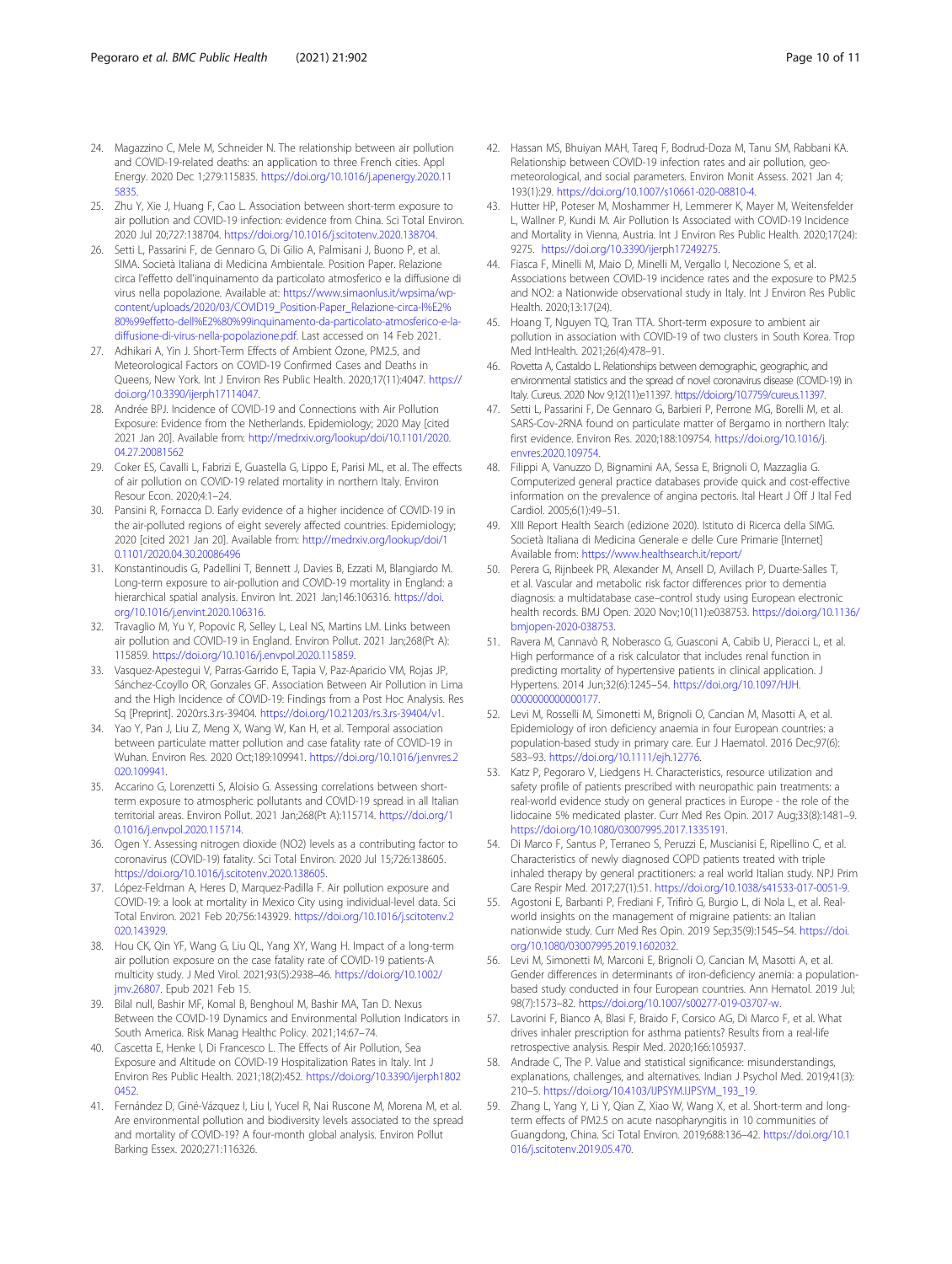24. Magazzino C, Mele M, Schneider N. The relationship between air pollution and COVID-19-related deaths: an application to three French cities. Appl Energy. 2020 Dec 1;279:115835. https://doi.org/10.1016/j.apenergy.2020.115835.
25. Zhu Y, Xie J, Huang F, Cao L. Association between short-term exposure to air pollution and COVID-19 infection: evidence from China. Sci Total Environ. 2020 Jul 20;727:138704. https://doi.org/10.1016/j.scitotenv.2020.138704.
26. Setti L, Passarini F, de Gennaro G, Di Gilio A, Palmisani J, Buono P, et al. SIMA. Società Italiana di Medicina Ambientale. Position Paper. Relazione circa l'effetto dell'inquinamento da particolato atmosferico e la diffusione di virus nella popolazione. Available at: https://www.simaonlus.it/wpsima/wp-content/uploads/2020/03/COVID19_Position-Paper_Relazione-circa-l%E2%80%99effetto-dell%E2%80%99inquinamento-da-particolato-atmosferico-e-la-diffusione-di-virus-nella-popolazione.pdf. Last accessed on 14 Feb 2021.
27. Adhikari A, Yin J. Short-Term Effects of Ambient Ozone, PM2.5, and Meteorological Factors on COVID-19 Confirmed Cases and Deaths in Queens, New York. Int J Environ Res Public Health. 2020;17(11):4047. https://doi.org/10.3390/ijerph17114047.
28. Andrée BPJ. Incidence of COVID-19 and Connections with Air Pollution Exposure: Evidence from the Netherlands. Epidemiology; 2020 May [cited 2021 Jan 20]. Available from: http://medrxiv.org/lookup/doi/10.1101/2020.04.27.20081562
29. Coker ES, Cavalli L, Fabrizi E, Guastella G, Lippo E, Parisi ML, et al. The effects of air pollution on COVID-19 related mortality in northern Italy. Environ Resour Econ. 2020;4:1–24.
30. Pansini R, Fornacca D. Early evidence of a higher incidence of COVID-19 in the air-polluted regions of eight severely affected countries. Epidemiology; 2020 [cited 2021 Jan 20]. Available from: http://medrxiv.org/lookup/doi/10.1101/2020.04.30.20086496
31. Konstantinoudis G, Padellini T, Bennett J, Davies B, Ezzati M, Blangiardo M. Long-term exposure to air-pollution and COVID-19 mortality in England: a hierarchical spatial analysis. Environ Int. 2021 Jan;146:106316. https://doi.org/10.1016/j.envint.2020.106316.
32. Travaglio M, Yu Y, Popovic R, Selley L, Leal NS, Martins LM. Links between air pollution and COVID-19 in England. Environ Pollut. 2021 Jan;268(Pt A):115859. https://doi.org/10.1016/j.envpol.2020.115859.
33. Vasquez-Apestegui V, Parras-Garrido E, Tapia V, Paz-Aparicio VM, Rojas JP, Sánchez-Ccoyllo OR, Gonzales GF. Association Between Air Pollution in Lima and the High Incidence of COVID-19: Findings from a Post Hoc Analysis. Res Sq [Preprint]. 2020:rs.3.rs-39404. https://doi.org/10.21203/rs.3.rs-39404/v1.
34. Yao Y, Pan J, Liu Z, Meng X, Wang W, Kan H, et al. Temporal association between particulate matter pollution and case fatality rate of COVID-19 in Wuhan. Environ Res. 2020 Oct;189:109941. https://doi.org/10.1016/j.envres.2020.109941.
35. Accarino G, Lorenzetti S, Aloisio G. Assessing correlations between short-term exposure to atmospheric pollutants and COVID-19 spread in all Italian territorial areas. Environ Pollut. 2021 Jan;268(Pt A):115714. https://doi.org/10.1016/j.envpol.2020.115714.
36. Ogen Y. Assessing nitrogen dioxide (NO2) levels as a contributing factor to coronavirus (COVID-19) fatality. Sci Total Environ. 2020 Jul 15;726:138605. https://doi.org/10.1016/j.scitotenv.2020.138605.
37. López-Feldman A, Heres D, Marquez-Padilla F. Air pollution exposure and COVID-19: a look at mortality in Mexico City using individual-level data. Sci Total Environ. 2021 Feb 20;756:143929. https://doi.org/10.1016/j.scitotenv.2020.143929.
38. Hou CK, Qin YF, Wang G, Liu QL, Yang XY, Wang H. Impact of a long-term air pollution exposure on the case fatality rate of COVID-19 patients-A multicity study. J Med Virol. 2021;93(5):2938–46. https://doi.org/10.1002/jmv.26807. Epub 2021 Feb 15.
39. Bilal null, Bashir MF, Komal B, Benghoul M, Bashir MA, Tan D. Nexus Between the COVID-19 Dynamics and Environmental Pollution Indicators in South America. Risk Manag Healthc Policy. 2021;14:67–74.
40. Cascetta E, Henke I, Di Francesco L. The Effects of Air Pollution, Sea Exposure and Altitude on COVID-19 Hospitalization Rates in Italy. Int J Environ Res Public Health. 2021;18(2):452. https://doi.org/10.3390/ijerph18020452.
41. Fernández D, Giné-Vázquez I, Liu I, Yucel R, Nai Ruscone M, Morena M, et al. Are environmental pollution and biodiversity levels associated to the spread and mortality of COVID-19? A four-month global analysis. Environ Pollut Barking Essex. 2020;271:116326.
42. Hassan MS, Bhuiyan MAH, Tareq F, Bodrud-Doza M, Tanu SM, Rabbani KA. Relationship between COVID-19 infection rates and air pollution, geo-meteorological, and social parameters. Environ Monit Assess. 2021 Jan 4;193(1):29. https://doi.org/10.1007/s10661-020-08810-4.
43. Hutter HP, Poteser M, Moshammer H, Lemmerer K, Mayer M, Weitensfelder L, Wallner P, Kundi M. Air Pollution Is Associated with COVID-19 Incidence and Mortality in Vienna, Austria. Int J Environ Res Public Health. 2020;17(24):9275. https://doi.org/10.3390/ijerph17249275.
44. Fiasca F, Minelli M, Maio D, Minelli M, Vergallo I, Necozione S, et al. Associations between COVID-19 incidence rates and the exposure to PM2.5 and NO2: a Nationwide observational study in Italy. Int J Environ Res Public Health. 2020;13:17(24).
45. Hoang T, Nguyen TQ, Tran TTA. Short-term exposure to ambient air pollution in association with COVID-19 of two clusters in South Korea. Trop Med IntHealth. 2021;26(4):478–91.
46. Rovetta A, Castaldo L. Relationships between demographic, geographic, and environmental statistics and the spread of novel coronavirus disease (COVID-19) in Italy. Cureus. 2020 Nov 9;12(11):e11397. https://doi.org/10.7759/cureus.11397.
47. Setti L, Passarini F, De Gennaro G, Barbieri P, Perrone MG, Borelli M, et al. SARS-Cov-2RNA found on particulate matter of Bergamo in northern Italy: first evidence. Environ Res. 2020;188:109754. https://doi.org/10.1016/j.envres.2020.109754.
48. Filippi A, Vanuzzo D, Bignamini AA, Sessa E, Brignoli O, Mazzaglia G. Computerized general practice databases provide quick and cost-effective information on the prevalence of angina pectoris. Ital Heart J Off J Ital Fed Cardiol. 2005;6(1):49–51.
49. XIII Report Health Search (edizione 2020). Istituto di Ricerca della SIMG. Società Italiana di Medicina Generale e delle Cure Primarie [Internet] Available from: https://www.healthsearch.it/report/
50. Perera G, Rijnbeek PR, Alexander M, Ansell D, Avillach P, Duarte-Salles T, et al. Vascular and metabolic risk factor differences prior to dementia diagnosis: a multidatabase case–control study using European electronic health records. BMJ Open. 2020 Nov;10(11):e038753. https://doi.org/10.1136/bmjopen-2020-038753.
51. Ravera M, Cannavò R, Noberasco G, Guasconi A, Cabib U, Pieracci L, et al. High performance of a risk calculator that includes renal function in predicting mortality of hypertensive patients in clinical application. J Hypertens. 2014 Jun;32(6):1245–54. https://doi.org/10.1097/HJH.0000000000000177.
52. Levi M, Rosselli M, Simonetti M, Brignoli O, Cancian M, Masotti A, et al. Epidemiology of iron deficiency anaemia in four European countries: a population-based study in primary care. Eur J Haematol. 2016 Dec;97(6):583–93. https://doi.org/10.1111/ejh.12776.
53. Katz P, Pegoraro V, Liedgens H. Characteristics, resource utilization and safety profile of patients prescribed with neuropathic pain treatments: a real-world evidence study on general practices in Europe - the role of the lidocaine 5% medicated plaster. Curr Med Res Opin. 2017 Aug;33(8):1481–9. https://doi.org/10.1080/03007995.2017.1335191.
54. Di Marco F, Santus P, Terraneo S, Peruzzi E, Muscianisi E, Ripellino C, et al. Characteristics of newly diagnosed COPD patients treated with triple inhaled therapy by general practitioners: a real world Italian study. NPJ Prim Care Respir Med. 2017;27(1):51. https://doi.org/10.1038/s41533-017-0051-9.
55. Agostoni E, Barbanti P, Frediani F, Trifirò G, Burgio L, di Nola L, et al. Real-world insights on the management of migraine patients: an Italian nationwide study. Curr Med Res Opin. 2019 Sep;35(9):1545–54. https://doi.org/10.1080/03007995.2019.1602032.
56. Levi M, Simonetti M, Marconi E, Brignoli O, Cancian M, Masotti A, et al. Gender differences in determinants of iron-deficiency anemia: a population-based study conducted in four European countries. Ann Hematol. 2019 Jul;98(7):1573–82. https://doi.org/10.1007/s00277-019-03707-w.
57. Lavorini F, Bianco A, Blasi F, Braido F, Corsico AG, Di Marco F, et al. What drives inhaler prescription for asthma patients? Results from a real-life retrospective analysis. Respir Med. 2020;166:105937.
58. Andrade C, The P. Value and statistical significance: misunderstandings, explanations, challenges, and alternatives. Indian J Psychol Med. 2019;41(3):210–5. https://doi.org/10.4103/IJPSYM.IJPSYM_193_19.
59. Zhang L, Yang Y, Li Y, Qian Z, Xiao W, Wang X, et al. Short-term and long-term effects of PM2.5 on acute nasopharyngitis in 10 communities of Guangdong, China. Sci Total Environ. 2019;688:136–42. https://doi.org/10.1016/j.scitotenv.2019.05.470.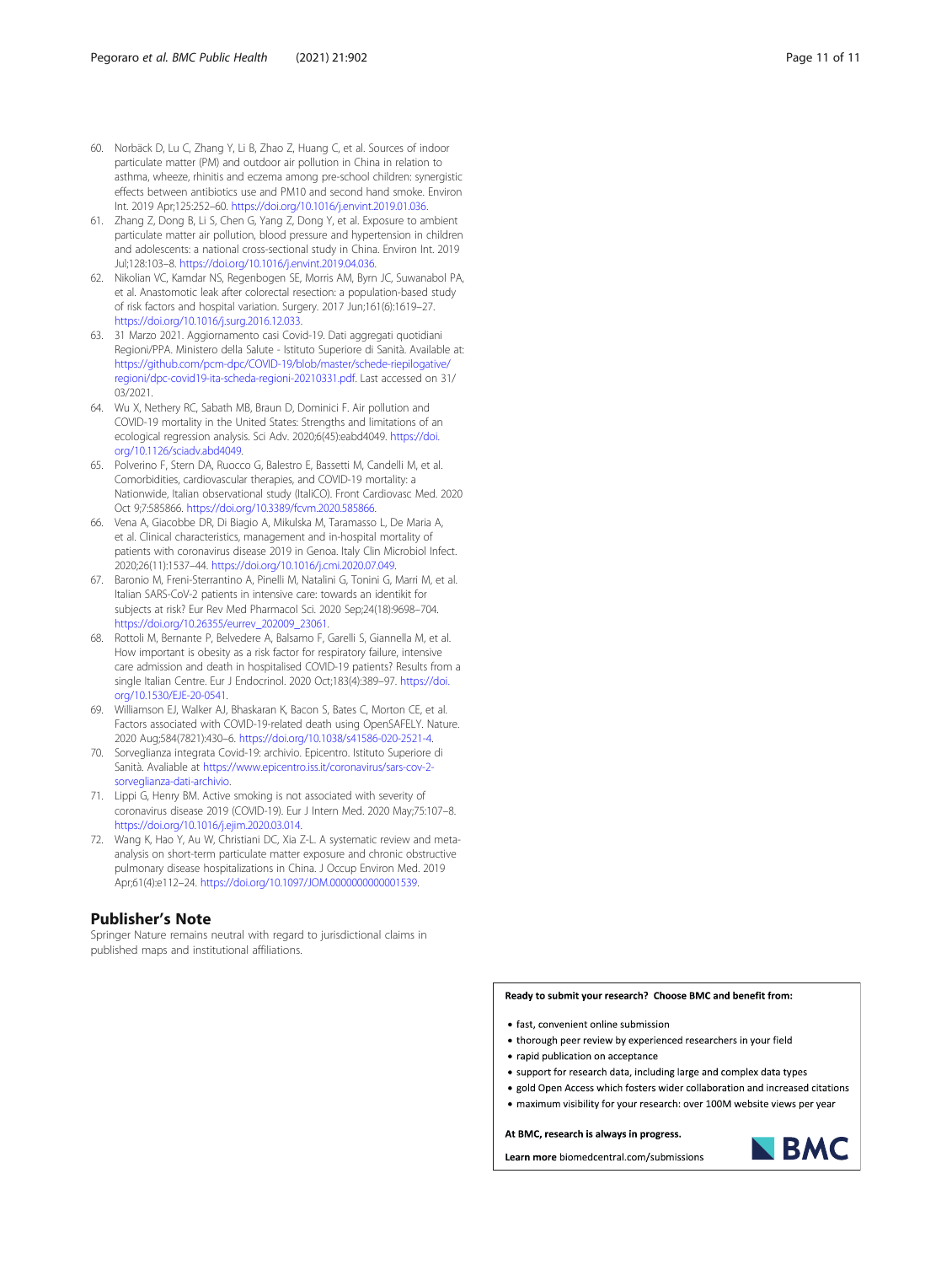60. Norbäck D, Lu C, Zhang Y, Li B, Zhao Z, Huang C, et al. Sources of indoor particulate matter (PM) and outdoor air pollution in China in relation to asthma, wheeze, rhinitis and eczema among pre-school children: synergistic effects between antibiotics use and PM10 and second hand smoke. Environ Int. 2019 Apr;125:252–60. https://doi.org/10.1016/j.envint.2019.01.036.
61. Zhang Z, Dong B, Li S, Chen G, Yang Z, Dong Y, et al. Exposure to ambient particulate matter air pollution, blood pressure and hypertension in children and adolescents: a national cross-sectional study in China. Environ Int. 2019 Jul;128:103–8. https://doi.org/10.1016/j.envint.2019.04.036.
62. Nikolian VC, Kamdar NS, Regenbogen SE, Morris AM, Byrn JC, Suwanabol PA, et al. Anastomotic leak after colorectal resection: a population-based study of risk factors and hospital variation. Surgery. 2017 Jun;161(6):1619–27. https://doi.org/10.1016/j.surg.2016.12.033.
63. 31 Marzo 2021. Aggiornamento casi Covid-19. Dati aggregati quotidiani Regioni/PPA. Ministero della Salute - Istituto Superiore di Sanità. Available at: https://github.com/pcm-dpc/COVID-19/blob/master/schede-riepilogative/regioni/dpc-covid19-ita-scheda-regioni-20210331.pdf. Last accessed on 31/03/2021.
64. Wu X, Nethery RC, Sabath MB, Braun D, Dominici F. Air pollution and COVID-19 mortality in the United States: Strengths and limitations of an ecological regression analysis. Sci Adv. 2020;6(45):eabd4049. https://doi.org/10.1126/sciadv.abd4049.
65. Polverino F, Stern DA, Ruocco G, Balestro E, Bassetti M, Candelli M, et al. Comorbidities, cardiovascular therapies, and COVID-19 mortality: a Nationwide, Italian observational study (ItaliCO). Front Cardiovasc Med. 2020 Oct 9;7:585866. https://doi.org/10.3389/fcvm.2020.585866.
66. Vena A, Giacobbe DR, Di Biagio A, Mikulska M, Taramasso L, De Maria A, et al. Clinical characteristics, management and in-hospital mortality of patients with coronavirus disease 2019 in Genoa. Italy Clin Microbiol Infect. 2020;26(11):1537–44. https://doi.org/10.1016/j.cmi.2020.07.049.
67. Baronio M, Freni-Sterrantino A, Pinelli M, Natalini G, Tonini G, Marri M, et al. Italian SARS-CoV-2 patients in intensive care: towards an identikit for subjects at risk? Eur Rev Med Pharmacol Sci. 2020 Sep;24(18):9698–704. https://doi.org/10.26355/eurrev_202009_23061.
68. Rottoli M, Bernante P, Belvedere A, Balsamo F, Garelli S, Giannella M, et al. How important is obesity as a risk factor for respiratory failure, intensive care admission and death in hospitalised COVID-19 patients? Results from a single Italian Centre. Eur J Endocrinol. 2020 Oct;183(4):389–97. https://doi.org/10.1530/EJE-20-0541.
69. Williamson EJ, Walker AJ, Bhaskaran K, Bacon S, Bates C, Morton CE, et al. Factors associated with COVID-19-related death using OpenSAFELY. Nature. 2020 Aug;584(7821):430–6. https://doi.org/10.1038/s41586-020-2521-4.
70. Sorveglianza integrata Covid-19: archivio. Epicentro. Istituto Superiore di Sanità. Avaliable at https://www.epicentro.iss.it/coronavirus/sars-cov-2-sorveglianza-dati-archivio.
71. Lippi G, Henry BM. Active smoking is not associated with severity of coronavirus disease 2019 (COVID-19). Eur J Intern Med. 2020 May;75:107–8. https://doi.org/10.1016/j.ejim.2020.03.014.
72. Wang K, Hao Y, Au W, Christiani DC, Xia Z-L. A systematic review and meta-analysis on short-term particulate matter exposure and chronic obstructive pulmonary disease hospitalizations in China. J Occup Environ Med. 2019 Apr;61(4):e112–24. https://doi.org/10.1097/JOM.0000000000001539.

## Publisher's Note

Springer Nature remains neutral with regard to jurisdictional claims in published maps and institutional affiliations.

**Ready to submit your research? Choose BMC and benefit from:**

- fast, convenient online submission
- thorough peer review by experienced researchers in your field
- rapid publication on acceptance
- support for research data, including large and complex data types
- gold Open Access which fosters wider collaboration and increased citations
- maximum visibility for your research: over 100M website views per year

**At BMC, research is always in progress.**

**Learn more** biomedcentral.com/submissions

BMC